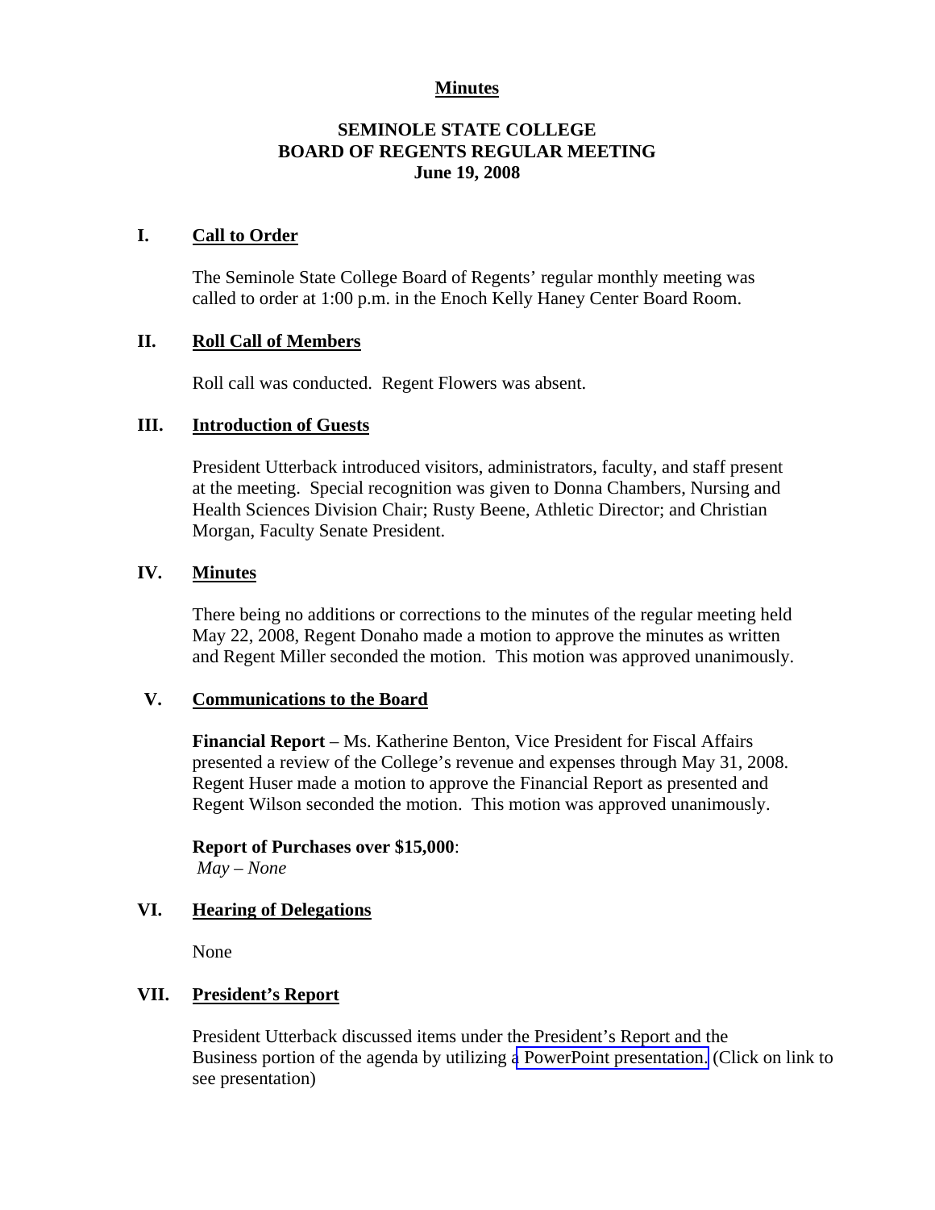# Minutes

## SEMINOLE STATE COLLEGE
## BOARD OF REGENTS REGULAR MEETING
## June 19, 2008

### I. Call to Order

The Seminole State College Board of Regents' regular monthly meeting was called to order at 1:00 p.m. in the Enoch Kelly Haney Center Board Room.

### II. Roll Call of Members

Roll call was conducted. Regent Flowers was absent.

### III. Introduction of Guests

President Utterback introduced visitors, administrators, faculty, and staff present at the meeting. Special recognition was given to Donna Chambers, Nursing and Health Sciences Division Chair; Rusty Beene, Athletic Director; and Christian Morgan, Faculty Senate President.

### IV. Minutes

There being no additions or corrections to the minutes of the regular meeting held May 22, 2008, Regent Donaho made a motion to approve the minutes as written and Regent Miller seconded the motion. This motion was approved unanimously.

### V. Communications to the Board

**Financial Report** – Ms. Katherine Benton, Vice President for Fiscal Affairs presented a review of the College's revenue and expenses through May 31, 2008. Regent Huser made a motion to approve the Financial Report as presented and Regent Wilson seconded the motion. This motion was approved unanimously.

**Report of Purchases over $15,000**:
*May – None*

### VI. Hearing of Delegations

None

### VII. President's Report

President Utterback discussed items under the President's Report and the Business portion of the agenda by utilizing a PowerPoint presentation. (Click on link to see presentation)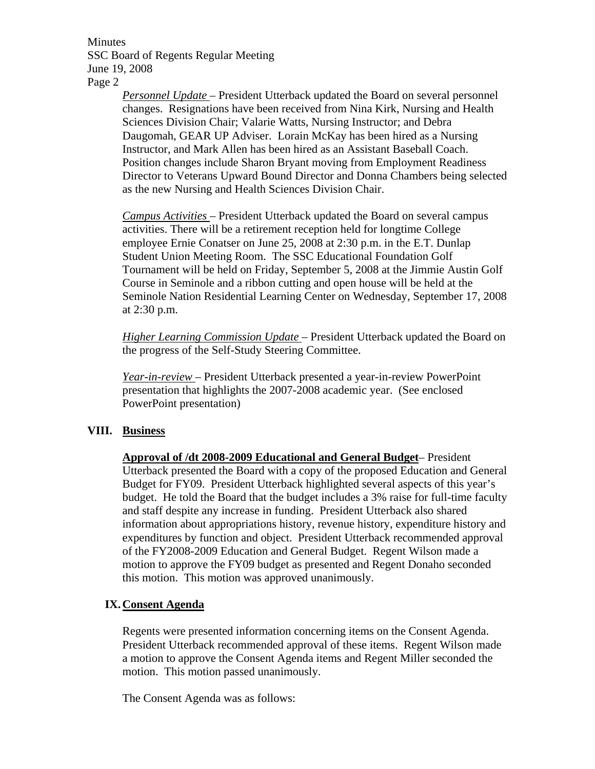*Personnel Update* – President Utterback updated the Board on several personnel changes. Resignations have been received from Nina Kirk, Nursing and Health Sciences Division Chair; Valarie Watts, Nursing Instructor; and Debra Daugomah, GEAR UP Adviser. Lorain McKay has been hired as a Nursing Instructor, and Mark Allen has been hired as an Assistant Baseball Coach. Position changes include Sharon Bryant moving from Employment Readiness Director to Veterans Upward Bound Director and Donna Chambers being selected as the new Nursing and Health Sciences Division Chair.

*Campus Activities* – President Utterback updated the Board on several campus activities. There will be a retirement reception held for longtime College employee Ernie Conatser on June 25, 2008 at 2:30 p.m. in the E.T. Dunlap Student Union Meeting Room. The SSC Educational Foundation Golf Tournament will be held on Friday, September 5, 2008 at the Jimmie Austin Golf Course in Seminole and a ribbon cutting and open house will be held at the Seminole Nation Residential Learning Center on Wednesday, September 17, 2008 at 2:30 p.m.

*Higher Learning Commission Update* – President Utterback updated the Board on the progress of the Self-Study Steering Committee.

*Year-in-review* – President Utterback presented a year-in-review PowerPoint presentation that highlights the 2007-2008 academic year. (See enclosed PowerPoint presentation)

## VIII. Business

**Approval of /dt 2008-2009 Educational and General Budget**– President Utterback presented the Board with a copy of the proposed Education and General Budget for FY09. President Utterback highlighted several aspects of this year's budget. He told the Board that the budget includes a 3% raise for full-time faculty and staff despite any increase in funding. President Utterback also shared information about appropriations history, revenue history, expenditure history and expenditures by function and object. President Utterback recommended approval of the FY2008-2009 Education and General Budget. Regent Wilson made a motion to approve the FY09 budget as presented and Regent Donaho seconded this motion. This motion was approved unanimously.

## IX. Consent Agenda

Regents were presented information concerning items on the Consent Agenda. President Utterback recommended approval of these items. Regent Wilson made a motion to approve the Consent Agenda items and Regent Miller seconded the motion. This motion passed unanimously.

The Consent Agenda was as follows: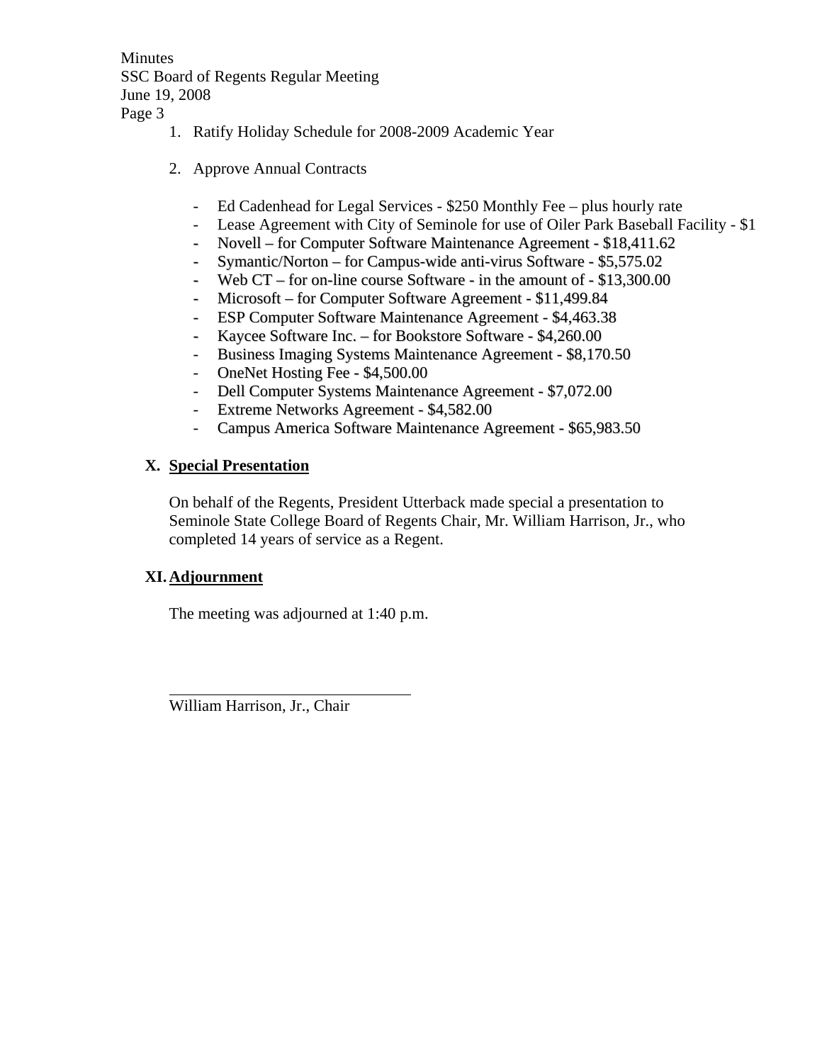1. Ratify Holiday Schedule for 2008-2009 Academic Year

2. Approve Annual Contracts

   - Ed Cadenhead for Legal Services - $250 Monthly Fee – plus hourly rate
   - Lease Agreement with City of Seminole for use of Oiler Park Baseball Facility - $1
   - Novell – for Computer Software Maintenance Agreement - $18,411.62
   - Symantic/Norton – for Campus-wide anti-virus Software - $5,575.02
   - Web CT – for on-line course Software - in the amount of - $13,300.00
   - Microsoft – for Computer Software Agreement - $11,499.84
   - ESP Computer Software Maintenance Agreement - $4,463.38
   - Kaycee Software Inc. – for Bookstore Software - $4,260.00
   - Business Imaging Systems Maintenance Agreement - $8,170.50
   - OneNet Hosting Fee - $4,500.00
   - Dell Computer Systems Maintenance Agreement - $7,072.00
   - Extreme Networks Agreement - $4,582.00
   - Campus America Software Maintenance Agreement - $65,983.50

## X. Special Presentation

On behalf of the Regents, President Utterback made special a presentation to Seminole State College Board of Regents Chair, Mr. William Harrison, Jr., who completed 14 years of service as a Regent.

## XI. Adjournment

The meeting was adjourned at 1:40 p.m.

\_\_\_\_\_\_\_\_\_\_\_\_\_\_\_\_\_\_\_\_\_\_\_\_\_\_\_\_\_\_\_\_

William Harrison, Jr., Chair